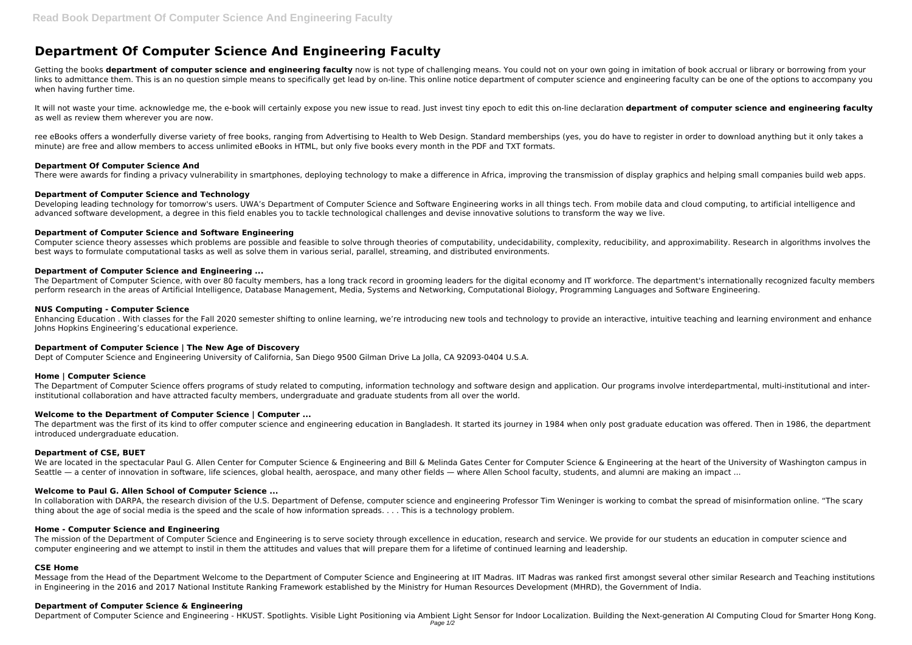# Department Of Computer Science And Engineering Faculty

Getting the books **department of computer science and engineering faculty** now is not type of challenging means. You could not on your own going in imitation of book accrual or library or borrowing from your links to admittance them. This is an no question simple means to specifically get lead by on-line. This online notice department of computer science and engineering faculty can be one of the options to accompany you when having further time.

It will not waste your time. acknowledge me, the e-book will certainly expose you new issue to read. Just invest tiny epoch to edit this on-line declaration **department of computer science and engineering faculty** as well as review them wherever you are now.

ree eBooks offers a wonderfully diverse variety of free books, ranging from Advertising to Health to Web Design. Standard memberships (yes, you do have to register in order to download anything but it only takes a minute) are free and allow members to access unlimited eBooks in HTML, but only five books every month in the PDF and TXT formats.

### Department Of Computer Science And

There were awards for finding a privacy vulnerability in smartphones, deploying technology to make a difference in Africa, improving the transmission of display graphics and helping small companies build web apps.

### Department of Computer Science and Technology

Developing leading technology for tomorrow's users. UWA's Department of Computer Science and Software Engineering works in all things tech. From mobile data and cloud computing, to artificial intelligence and advanced software development, a degree in this field enables you to tackle technological challenges and devise innovative solutions to transform the way we live.

### Department of Computer Science and Software Engineering

Computer science theory assesses which problems are possible and feasible to solve through theories of computability, undecidability, complexity, reducibility, and approximability. Research in algorithms involves the best ways to formulate computational tasks as well as solve them in various serial, parallel, streaming, and distributed environments.

### Department of Computer Science and Engineering ...

The Department of Computer Science, with over 80 faculty members, has a long track record in grooming leaders for the digital economy and IT workforce. The department's internationally recognized faculty members perform research in the areas of Artificial Intelligence, Database Management, Media, Systems and Networking, Computational Biology, Programming Languages and Software Engineering.

### NUS Computing - Computer Science

Enhancing Education . With classes for the Fall 2020 semester shifting to online learning, we're introducing new tools and technology to provide an interactive, intuitive teaching and learning environment and enhance Johns Hopkins Engineering's educational experience.

### Department of Computer Science | The New Age of Discovery

Dept of Computer Science and Engineering University of California, San Diego 9500 Gilman Drive La Jolla, CA 92093-0404 U.S.A.

### Home | Computer Science

The Department of Computer Science offers programs of study related to computing, information technology and software design and application. Our programs involve interdepartmental, multi-institutional and inter-institutional collaboration and have attracted faculty members, undergraduate and graduate students from all over the world.

### Welcome to the Department of Computer Science | Computer ...

The department was the first of its kind to offer computer science and engineering education in Bangladesh. It started its journey in 1984 when only post graduate education was offered. Then in 1986, the department introduced undergraduate education.

### Department of CSE, BUET

We are located in the spectacular Paul G. Allen Center for Computer Science & Engineering and Bill & Melinda Gates Center for Computer Science & Engineering at the heart of the University of Washington campus in Seattle — a center of innovation in software, life sciences, global health, aerospace, and many other fields — where Allen School faculty, students, and alumni are making an impact ...

### Welcome to Paul G. Allen School of Computer Science ...

In collaboration with DARPA, the research division of the U.S. Department of Defense, computer science and engineering Professor Tim Weninger is working to combat the spread of misinformation online. "The scary thing about the age of social media is the speed and the scale of how information spreads. . . . This is a technology problem.

### Home - Computer Science and Engineering

The mission of the Department of Computer Science and Engineering is to serve society through excellence in education, research and service. We provide for our students an education in computer science and computer engineering and we attempt to instil in them the attitudes and values that will prepare them for a lifetime of continued learning and leadership.

### CSE Home

Message from the Head of the Department Welcome to the Department of Computer Science and Engineering at IIT Madras. IIT Madras was ranked first amongst several other similar Research and Teaching institutions in Engineering in the 2016 and 2017 National Institute Ranking Framework established by the Ministry for Human Resources Development (MHRD), the Government of India.

### Department of Computer Science & Engineering

Department of Computer Science and Engineering - HKUST. Spotlights. Visible Light Positioning via Ambient Light Sensor for Indoor Localization. Building the Next-generation AI Computing Cloud for Smarter Hong Kong.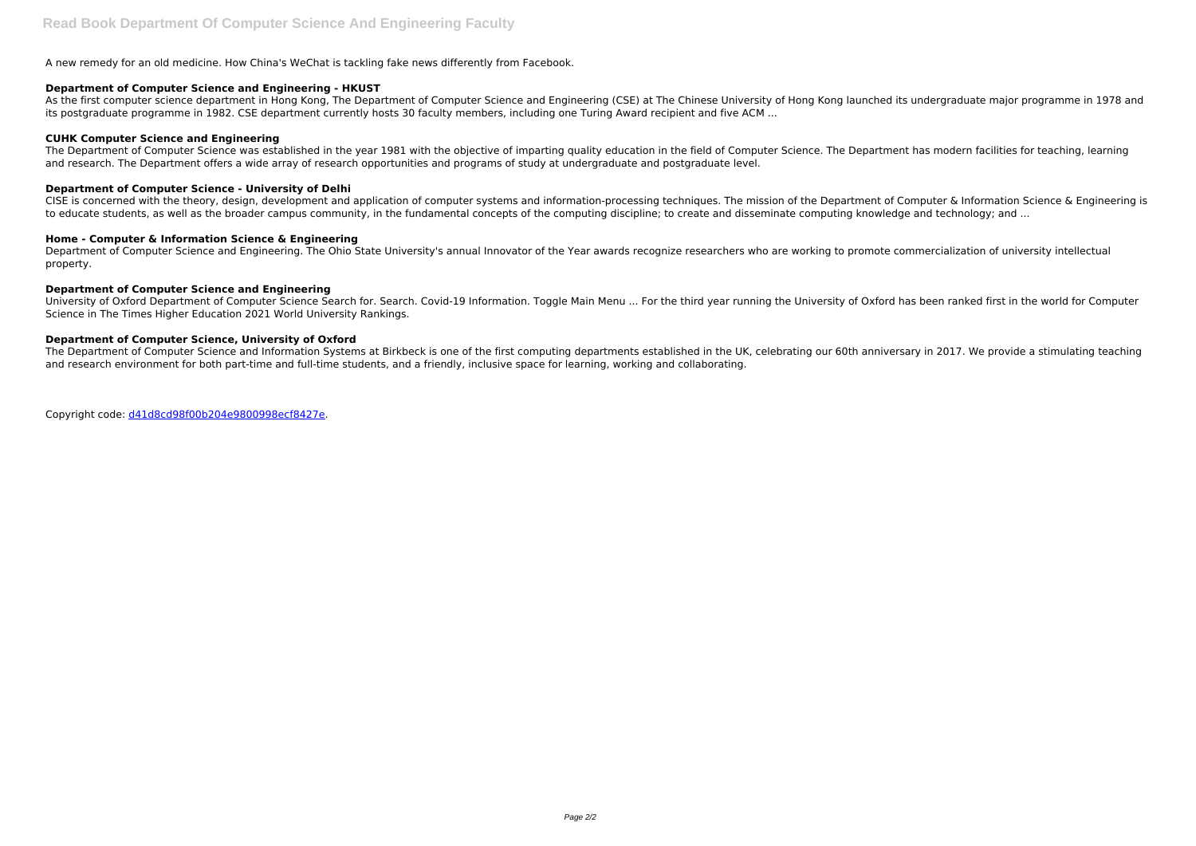A new remedy for an old medicine. How China's WeChat is tackling fake news differently from Facebook.

### Department of Computer Science and Engineering - HKUST

As the first computer science department in Hong Kong, The Department of Computer Science and Engineering (CSE) at The Chinese University of Hong Kong launched its undergraduate major programme in 1978 and its postgraduate programme in 1982. CSE department currently hosts 30 faculty members, including one Turing Award recipient and five ACM ...

### CUHK Computer Science and Engineering

The Department of Computer Science was established in the year 1981 with the objective of imparting quality education in the field of Computer Science. The Department has modern facilities for teaching, learning and research. The Department offers a wide array of research opportunities and programs of study at undergraduate and postgraduate level.

### Department of Computer Science - University of Delhi

CISE is concerned with the theory, design, development and application of computer systems and information-processing techniques. The mission of the Department of Computer & Information Science & Engineering is to educate students, as well as the broader campus community, in the fundamental concepts of the computing discipline; to create and disseminate computing knowledge and technology; and ...

### Home - Computer & Information Science & Engineering

Department of Computer Science and Engineering. The Ohio State University's annual Innovator of the Year awards recognize researchers who are working to promote commercialization of university intellectual property.

### Department of Computer Science and Engineering

University of Oxford Department of Computer Science Search for. Search. Covid-19 Information. Toggle Main Menu ... For the third year running the University of Oxford has been ranked first in the world for Computer Science in The Times Higher Education 2021 World University Rankings.

### Department of Computer Science, University of Oxford

The Department of Computer Science and Information Systems at Birkbeck is one of the first computing departments established in the UK, celebrating our 60th anniversary in 2017. We provide a stimulating teaching and research environment for both part-time and full-time students, and a friendly, inclusive space for learning, working and collaborating.

Copyright code: d41d8cd98f00b204e9800998ecf8427e.